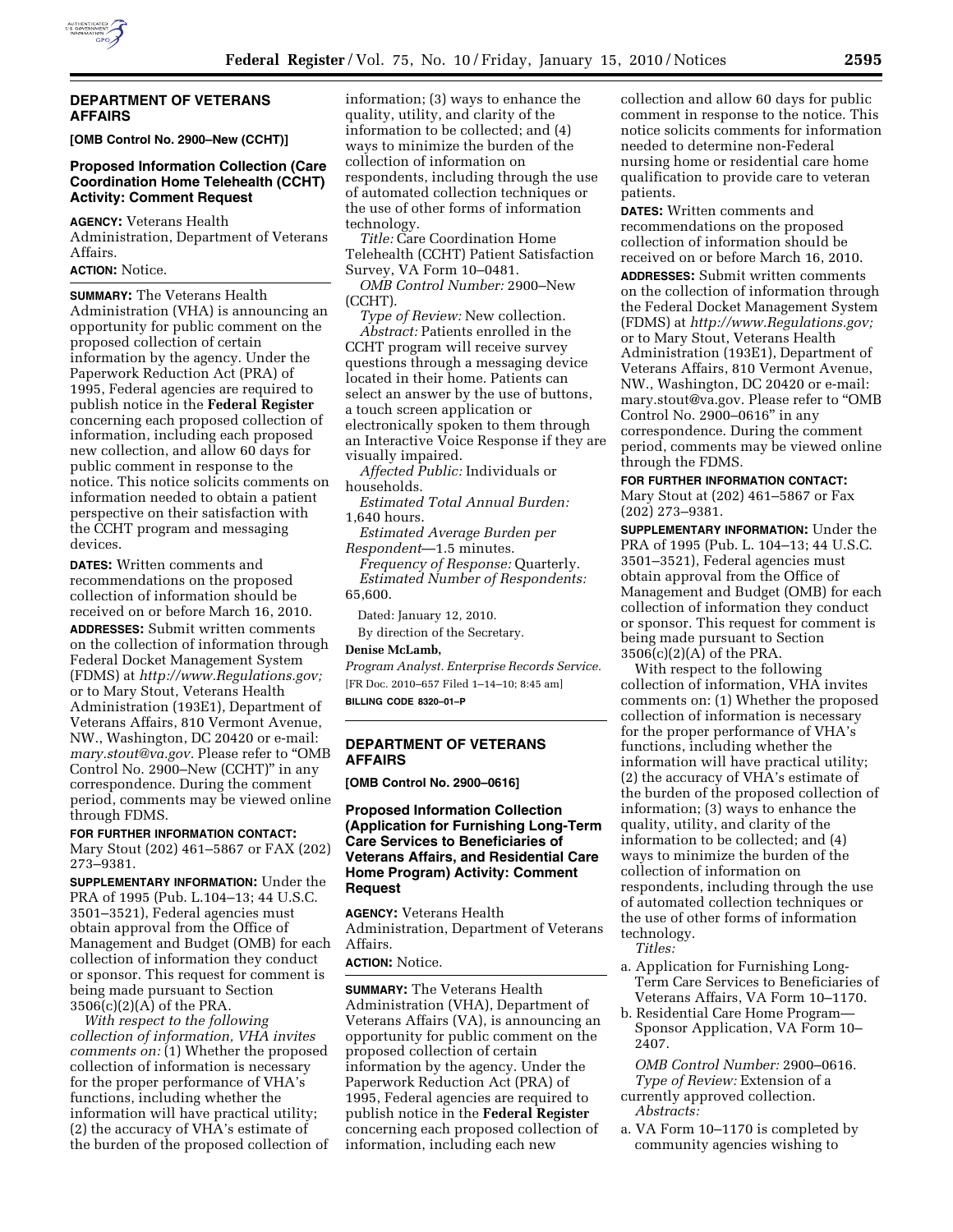## DEPARTMENT OF VETERANS AFFAIRS

**[OMB Control No. 2900–New (CCHT)]**

### Proposed Information Collection (Care Coordination Home Telehealth (CCHT) Activity: Comment Request

**AGENCY:** Veterans Health Administration, Department of Veterans Affairs.

**ACTION:** Notice.

**SUMMARY:** The Veterans Health Administration (VHA) is announcing an opportunity for public comment on the proposed collection of certain information by the agency. Under the Paperwork Reduction Act (PRA) of 1995, Federal agencies are required to publish notice in the **Federal Register** concerning each proposed collection of information, including each proposed new collection, and allow 60 days for public comment in response to the notice. This notice solicits comments on information needed to obtain a patient perspective on their satisfaction with the CCHT program and messaging devices.

**DATES:** Written comments and recommendations on the proposed collection of information should be received on or before March 16, 2010.

**ADDRESSES:** Submit written comments on the collection of information through Federal Docket Management System (FDMS) at *http://www.Regulations.gov;* or to Mary Stout, Veterans Health Administration (193E1), Department of Veterans Affairs, 810 Vermont Avenue, NW., Washington, DC 20420 or e-mail: *mary.stout@va.gov.* Please refer to "OMB Control No. 2900–New (CCHT)" in any correspondence. During the comment period, comments may be viewed online through FDMS.

**FOR FURTHER INFORMATION CONTACT:** Mary Stout (202) 461–5867 or FAX (202) 273–9381.

**SUPPLEMENTARY INFORMATION:** Under the PRA of 1995 (Pub. L.104–13; 44 U.S.C. 3501–3521), Federal agencies must obtain approval from the Office of Management and Budget (OMB) for each collection of information they conduct or sponsor. This request for comment is being made pursuant to Section 3506(c)(2)(A) of the PRA.

*With respect to the following collection of information, VHA invites comments on:* (1) Whether the proposed collection of information is necessary for the proper performance of VHA's functions, including whether the information will have practical utility; (2) the accuracy of VHA's estimate of the burden of the proposed collection of information; (3) ways to enhance the quality, utility, and clarity of the information to be collected; and (4) ways to minimize the burden of the collection of information on respondents, including through the use of automated collection techniques or the use of other forms of information technology.

*Title:* Care Coordination Home Telehealth (CCHT) Patient Satisfaction Survey, VA Form 10–0481.

*OMB Control Number:* 2900–New (CCHT).

*Type of Review:* New collection.

*Abstract:* Patients enrolled in the CCHT program will receive survey questions through a messaging device located in their home. Patients can select an answer by the use of buttons, a touch screen application or electronically spoken to them through an Interactive Voice Response if they are visually impaired.

*Affected Public:* Individuals or households.

*Estimated Total Annual Burden:* 1,640 hours.

*Estimated Average Burden per Respondent*—1.5 minutes.

*Frequency of Response:* Quarterly.

*Estimated Number of Respondents:* 65,600.

Dated: January 12, 2010.

By direction of the Secretary.

**Denise McLamb,**

*Program Analyst. Enterprise Records Service.*

[FR Doc. 2010–657 Filed 1–14–10; 8:45 am]

**BILLING CODE 8320–01–P**

---

## DEPARTMENT OF VETERANS AFFAIRS

**[OMB Control No. 2900–0616]**

### Proposed Information Collection (Application for Furnishing Long-Term Care Services to Beneficiaries of Veterans Affairs, and Residential Care Home Program) Activity: Comment Request

**AGENCY:** Veterans Health Administration, Department of Veterans Affairs.

**ACTION:** Notice.

**SUMMARY:** The Veterans Health Administration (VHA), Department of Veterans Affairs (VA), is announcing an opportunity for public comment on the proposed collection of certain information by the agency. Under the Paperwork Reduction Act (PRA) of 1995, Federal agencies are required to publish notice in the **Federal Register** concerning each proposed collection of information, including each new collection and allow 60 days for public comment in response to the notice. This notice solicits comments for information needed to determine non-Federal nursing home or residential care home qualification to provide care to veteran patients.

**DATES:** Written comments and recommendations on the proposed collection of information should be received on or before March 16, 2010.

**ADDRESSES:** Submit written comments on the collection of information through the Federal Docket Management System (FDMS) at *http://www.Regulations.gov;* or to Mary Stout, Veterans Health Administration (193E1), Department of Veterans Affairs, 810 Vermont Avenue, NW., Washington, DC 20420 or e-mail: mary.stout@va.gov. Please refer to "OMB Control No. 2900–0616" in any correspondence. During the comment period, comments may be viewed online through the FDMS.

**FOR FURTHER INFORMATION CONTACT:** Mary Stout at (202) 461–5867 or Fax (202) 273–9381.

**SUPPLEMENTARY INFORMATION:** Under the PRA of 1995 (Pub. L. 104–13; 44 U.S.C. 3501–3521), Federal agencies must obtain approval from the Office of Management and Budget (OMB) for each collection of information they conduct or sponsor. This request for comment is being made pursuant to Section 3506(c)(2)(A) of the PRA.

With respect to the following collection of information, VHA invites comments on: (1) Whether the proposed collection of information is necessary for the proper performance of VHA's functions, including whether the information will have practical utility; (2) the accuracy of VHA's estimate of the burden of the proposed collection of information; (3) ways to enhance the quality, utility, and clarity of the information to be collected; and (4) ways to minimize the burden of the collection of information on respondents, including through the use of automated collection techniques or the use of other forms of information technology.

*Titles:*

a. Application for Furnishing Long-Term Care Services to Beneficiaries of Veterans Affairs, VA Form 10–1170.
b. Residential Care Home Program—Sponsor Application, VA Form 10–2407.

*OMB Control Number:* 2900–0616.

*Type of Review:* Extension of a currently approved collection.

*Abstracts:*

a. VA Form 10–1170 is completed by community agencies wishing to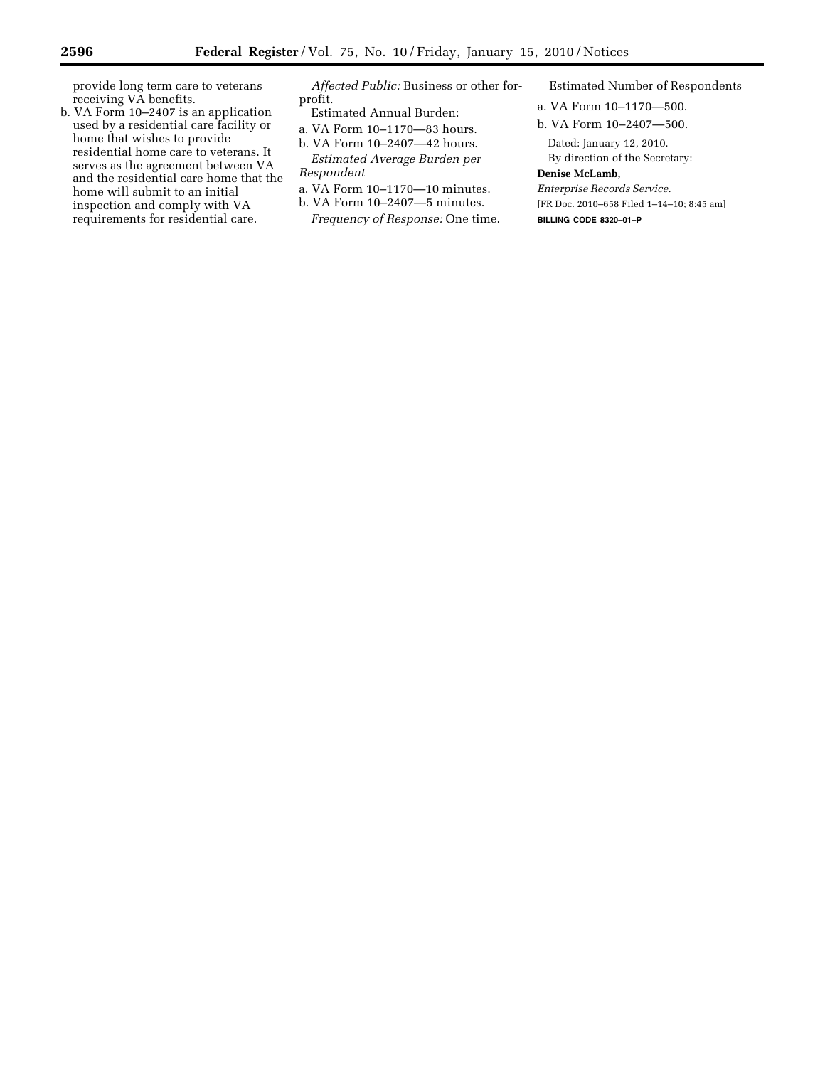provide long term care to veterans receiving VA benefits.

b. VA Form 10–2407 is an application used by a residential care facility or home that wishes to provide residential home care to veterans. It serves as the agreement between VA and the residential care home that the home will submit to an initial inspection and comply with VA requirements for residential care.

*Affected Public:* Business or other for-profit.

Estimated Annual Burden:

a. VA Form 10–1170—83 hours.

b. VA Form 10–2407—42 hours.

*Estimated Average Burden per Respondent*

a. VA Form 10–1170—10 minutes.

b. VA Form 10–2407—5 minutes.

*Frequency of Response:* One time.

Estimated Number of Respondents

a. VA Form 10–1170—500.

b. VA Form 10–2407—500.

Dated: January 12, 2010.

By direction of the Secretary:

**Denise McLamb,**

*Enterprise Records Service.*

[FR Doc. 2010–658 Filed 1–14–10; 8:45 am]

**BILLING CODE 8320–01–P**